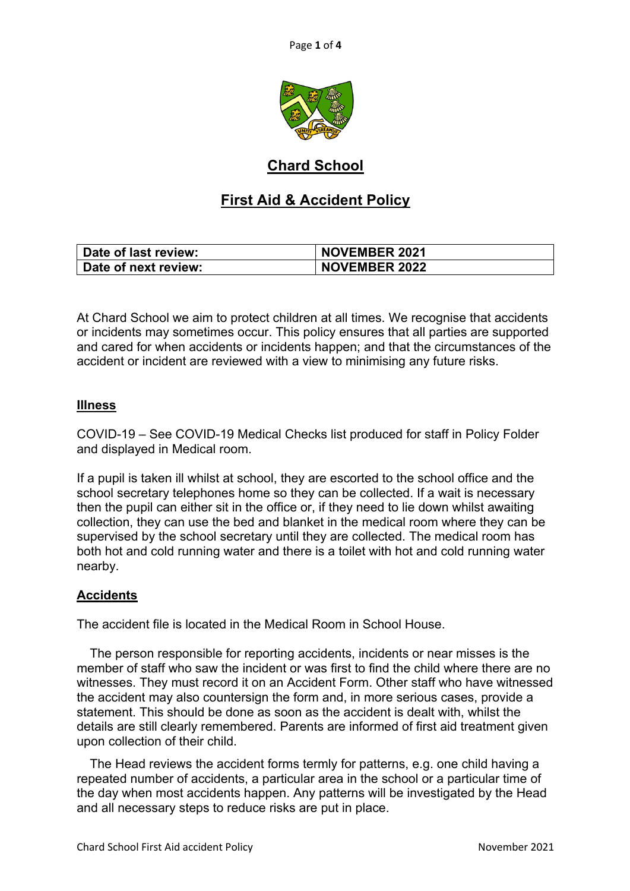# Chard School

## First Aid & Accident Policy

| Date of last review: | NOVEMBER 2021 |
|---|---|
| Date of next review: | NOVEMBER 2022 |

At Chard School we aim to protect children at all times. We recognise that accidents or incidents may sometimes occur. This policy ensures that all parties are supported and cared for when accidents or incidents happen; and that the circumstances of the accident or incident are reviewed with a view to minimising any future risks.

### Illness

COVID-19 – See COVID-19 Medical Checks list produced for staff in Policy Folder and displayed in Medical room.

If a pupil is taken ill whilst at school, they are escorted to the school office and the school secretary telephones home so they can be collected. If a wait is necessary then the pupil can either sit in the office or, if they need to lie down whilst awaiting collection, they can use the bed and blanket in the medical room where they can be supervised by the school secretary until they are collected. The medical room has both hot and cold running water and there is a toilet with hot and cold running water nearby.

### Accidents

The accident file is located in the Medical Room in School House.

The person responsible for reporting accidents, incidents or near misses is the member of staff who saw the incident or was first to find the child where there are no witnesses. They must record it on an Accident Form. Other staff who have witnessed the accident may also countersign the form and, in more serious cases, provide a statement. This should be done as soon as the accident is dealt with, whilst the details are still clearly remembered. Parents are informed of first aid treatment given upon collection of their child.

The Head reviews the accident forms termly for patterns, e.g. one child having a repeated number of accidents, a particular area in the school or a particular time of the day when most accidents happen. Any patterns will be investigated by the Head and all necessary steps to reduce risks are put in place.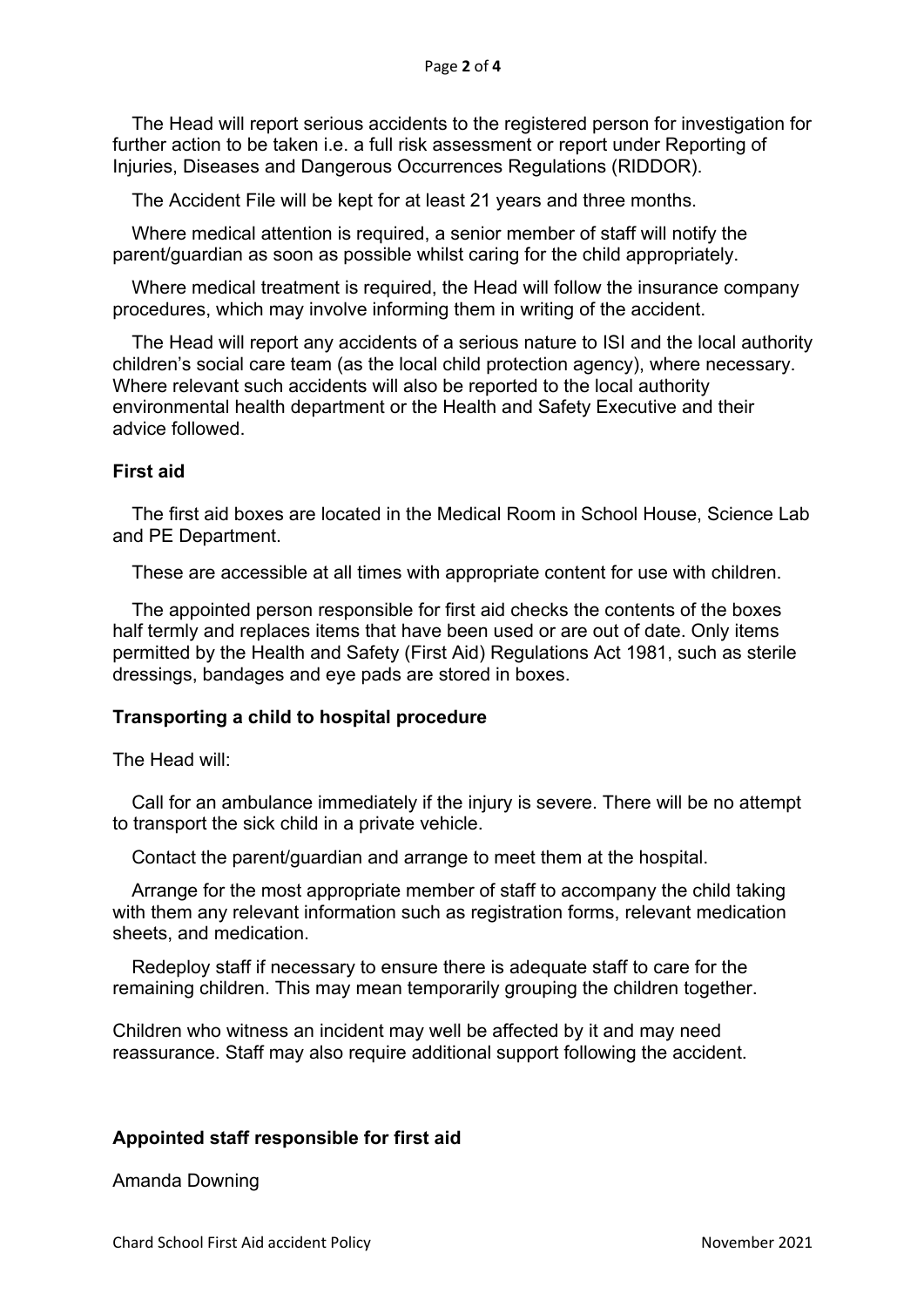The Head will report serious accidents to the registered person for investigation for further action to be taken i.e. a full risk assessment or report under Reporting of Injuries, Diseases and Dangerous Occurrences Regulations (RIDDOR).

The Accident File will be kept for at least 21 years and three months.

Where medical attention is required, a senior member of staff will notify the parent/guardian as soon as possible whilst caring for the child appropriately.

Where medical treatment is required, the Head will follow the insurance company procedures, which may involve informing them in writing of the accident.

The Head will report any accidents of a serious nature to ISI and the local authority children's social care team (as the local child protection agency), where necessary. Where relevant such accidents will also be reported to the local authority environmental health department or the Health and Safety Executive and their advice followed.

**First aid**

The first aid boxes are located in the Medical Room in School House, Science Lab and PE Department.

These are accessible at all times with appropriate content for use with children.

The appointed person responsible for first aid checks the contents of the boxes half termly and replaces items that have been used or are out of date. Only items permitted by the Health and Safety (First Aid) Regulations Act 1981, such as sterile dressings, bandages and eye pads are stored in boxes.

**Transporting a child to hospital procedure**

The Head will:

Call for an ambulance immediately if the injury is severe. There will be no attempt to transport the sick child in a private vehicle.

Contact the parent/guardian and arrange to meet them at the hospital.

Arrange for the most appropriate member of staff to accompany the child taking with them any relevant information such as registration forms, relevant medication sheets, and medication.

Redeploy staff if necessary to ensure there is adequate staff to care for the remaining children. This may mean temporarily grouping the children together.

Children who witness an incident may well be affected by it and may need reassurance. Staff may also require additional support following the accident.

**Appointed staff responsible for first aid**

Amanda Downing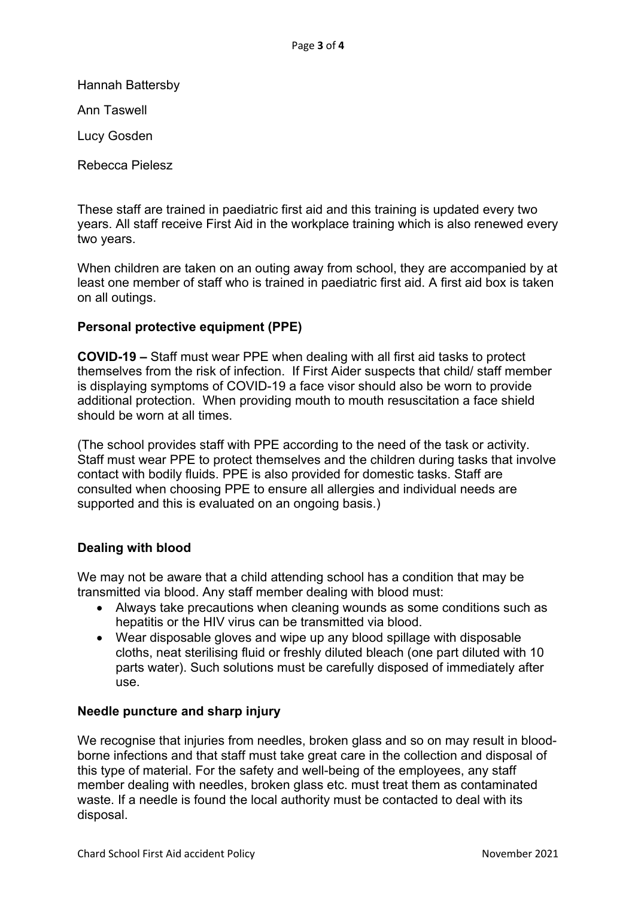Hannah Battersby

Ann Taswell

Lucy Gosden

Rebecca Pielesz

These staff are trained in paediatric first aid and this training is updated every two years. All staff receive First Aid in the workplace training which is also renewed every two years.

When children are taken on an outing away from school, they are accompanied by at least one member of staff who is trained in paediatric first aid. A first aid box is taken on all outings.

**Personal protective equipment (PPE)**

**COVID-19 –** Staff must wear PPE when dealing with all first aid tasks to protect themselves from the risk of infection. If First Aider suspects that child/ staff member is displaying symptoms of COVID-19 a face visor should also be worn to provide additional protection. When providing mouth to mouth resuscitation a face shield should be worn at all times.

(The school provides staff with PPE according to the need of the task or activity. Staff must wear PPE to protect themselves and the children during tasks that involve contact with bodily fluids. PPE is also provided for domestic tasks. Staff are consulted when choosing PPE to ensure all allergies and individual needs are supported and this is evaluated on an ongoing basis.)

**Dealing with blood**

We may not be aware that a child attending school has a condition that may be transmitted via blood. Any staff member dealing with blood must:

- Always take precautions when cleaning wounds as some conditions such as hepatitis or the HIV virus can be transmitted via blood.
- Wear disposable gloves and wipe up any blood spillage with disposable cloths, neat sterilising fluid or freshly diluted bleach (one part diluted with 10 parts water). Such solutions must be carefully disposed of immediately after use.

**Needle puncture and sharp injury**

We recognise that injuries from needles, broken glass and so on may result in blood-borne infections and that staff must take great care in the collection and disposal of this type of material. For the safety and well-being of the employees, any staff member dealing with needles, broken glass etc. must treat them as contaminated waste. If a needle is found the local authority must be contacted to deal with its disposal.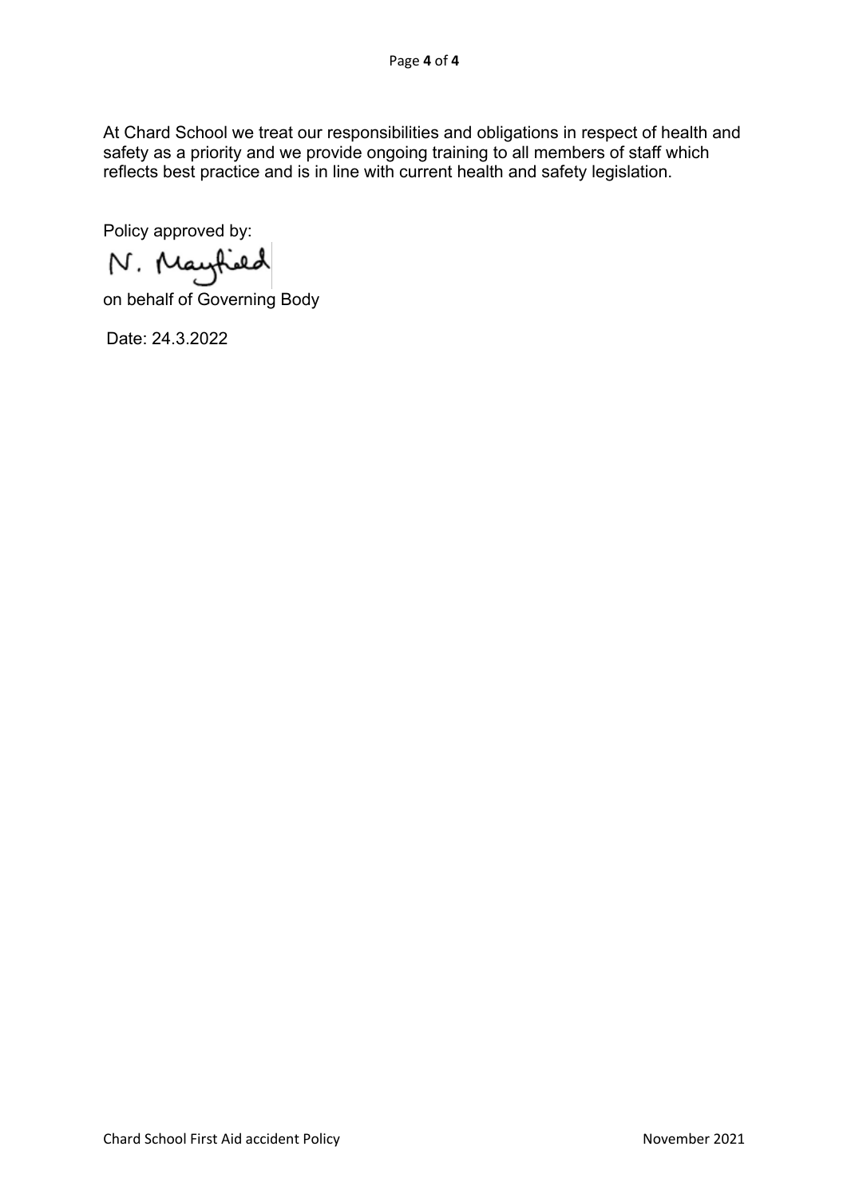At Chard School we treat our responsibilities and obligations in respect of health and safety as a priority and we provide ongoing training to all members of staff which reflects best practice and is in line with current health and safety legislation.

Policy approved by:

N. Mayfield

on behalf of Governing Body

Date: 24.3.2022